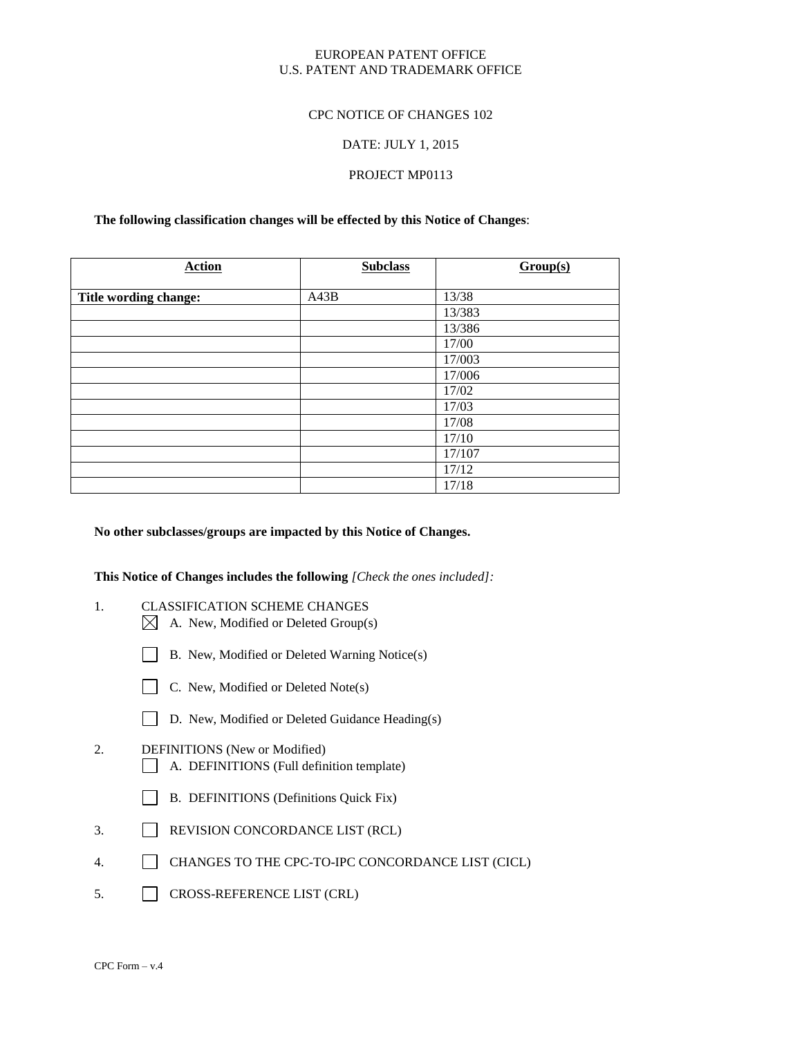EUROPEAN PATENT OFFICE
U.S. PATENT AND TRADEMARK OFFICE

CPC NOTICE OF CHANGES 102

DATE: JULY 1, 2015

PROJECT MP0113

**The following classification changes will be effected by this Notice of Changes**:

| Action | Subclass | Group(s) |
|---|---|---|
| **Title wording change:** | A43B | 13/38 |
| | | 13/383 |
| | | 13/386 |
| | | 17/00 |
| | | 17/003 |
| | | 17/006 |
| | | 17/02 |
| | | 17/03 |
| | | 17/08 |
| | | 17/10 |
| | | 17/107 |
| | | 17/12 |
| | | 17/18 |

**No other subclasses/groups are impacted by this Notice of Changes.**

**This Notice of Changes includes the following** *[Check the ones included]:*

1. CLASSIFICATION SCHEME CHANGES
   - ☒ A. New, Modified or Deleted Group(s)
   - ☐ B. New, Modified or Deleted Warning Notice(s)
   - ☐ C. New, Modified or Deleted Note(s)
   - ☐ D. New, Modified or Deleted Guidance Heading(s)
2. DEFINITIONS (New or Modified)
   - ☐ A. DEFINITIONS (Full definition template)
   - ☐ B. DEFINITIONS (Definitions Quick Fix)
3. ☐ REVISION CONCORDANCE LIST (RCL)
4. ☐ CHANGES TO THE CPC-TO-IPC CONCORDANCE LIST (CICL)
5. ☐ CROSS-REFERENCE LIST (CRL)

CPC Form – v.4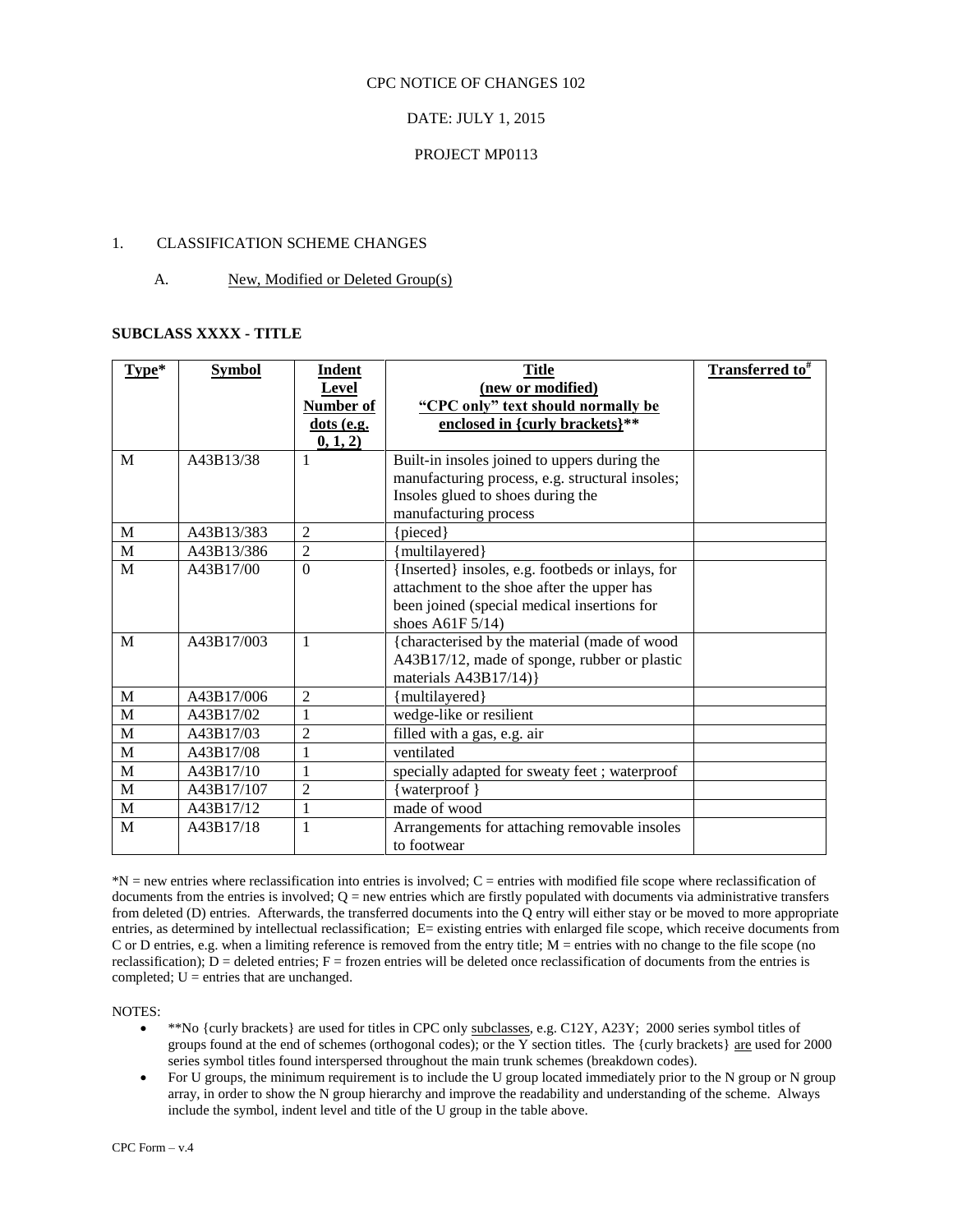CPC NOTICE OF CHANGES 102

DATE: JULY 1, 2015

PROJECT MP0113

1. CLASSIFICATION SCHEME CHANGES

A. New, Modified or Deleted Group(s)

**SUBCLASS XXXX - TITLE**

| Type* | Symbol | Indent Level Number of dots (e.g. 0, 1, 2) | Title (new or modified) "CPC only" text should normally be enclosed in {curly brackets}** | Transferred to# |
|---|---|---|---|---|
| M | A43B13/38 | 1 | Built-in insoles joined to uppers during the manufacturing process, e.g. structural insoles; Insoles glued to shoes during the manufacturing process | |
| M | A43B13/383 | 2 | {pieced} | |
| M | A43B13/386 | 2 | {multilayered} | |
| M | A43B17/00 | 0 | {Inserted} insoles, e.g. footbeds or inlays, for attachment to the shoe after the upper has been joined (special medical insertions for shoes A61F 5/14) | |
| M | A43B17/003 | 1 | {characterised by the material (made of wood A43B17/12, made of sponge, rubber or plastic materials A43B17/14)} | |
| M | A43B17/006 | 2 | {multilayered} | |
| M | A43B17/02 | 1 | wedge-like or resilient | |
| M | A43B17/03 | 2 | filled with a gas, e.g. air | |
| M | A43B17/08 | 1 | ventilated | |
| M | A43B17/10 | 1 | specially adapted for sweaty feet ; waterproof | |
| M | A43B17/107 | 2 | {waterproof } | |
| M | A43B17/12 | 1 | made of wood | |
| M | A43B17/18 | 1 | Arrangements for attaching removable insoles to footwear | |

*N = new entries where reclassification into entries is involved; C = entries with modified file scope where reclassification of documents from the entries is involved; Q = new entries which are firstly populated with documents via administrative transfers from deleted (D) entries. Afterwards, the transferred documents into the Q entry will either stay or be moved to more appropriate entries, as determined by intellectual reclassification; E= existing entries with enlarged file scope, which receive documents from C or D entries, e.g. when a limiting reference is removed from the entry title; M = entries with no change to the file scope (no reclassification); D = deleted entries; F = frozen entries will be deleted once reclassification of documents from the entries is completed; U = entries that are unchanged.

NOTES:

- **No {curly brackets} are used for titles in CPC only subclasses, e.g. C12Y, A23Y; 2000 series symbol titles of groups found at the end of schemes (orthogonal codes); or the Y section titles. The {curly brackets} are used for 2000 series symbol titles found interspersed throughout the main trunk schemes (breakdown codes).
- For U groups, the minimum requirement is to include the U group located immediately prior to the N group or N group array, in order to show the N group hierarchy and improve the readability and understanding of the scheme. Always include the symbol, indent level and title of the U group in the table above.

CPC Form – v.4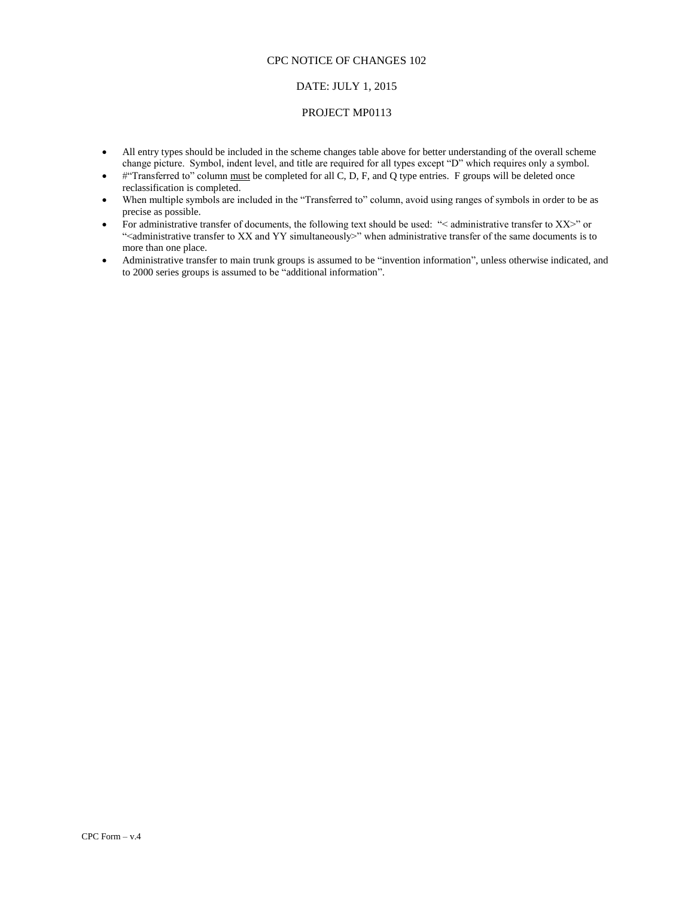- All entry types should be included in the scheme changes table above for better understanding of the overall scheme change picture. Symbol, indent level, and title are required for all types except “D” which requires only a symbol.
- #“Transferred to” column must be completed for all C, D, F, and Q type entries. F groups will be deleted once reclassification is completed.
- When multiple symbols are included in the “Transferred to” column, avoid using ranges of symbols in order to be as precise as possible.
- For administrative transfer of documents, the following text should be used: “< administrative transfer to XX>” or “<administrative transfer to XX and YY simultaneously>” when administrative transfer of the same documents is to more than one place.
- Administrative transfer to main trunk groups is assumed to be “invention information”, unless otherwise indicated, and to 2000 series groups is assumed to be “additional information”.